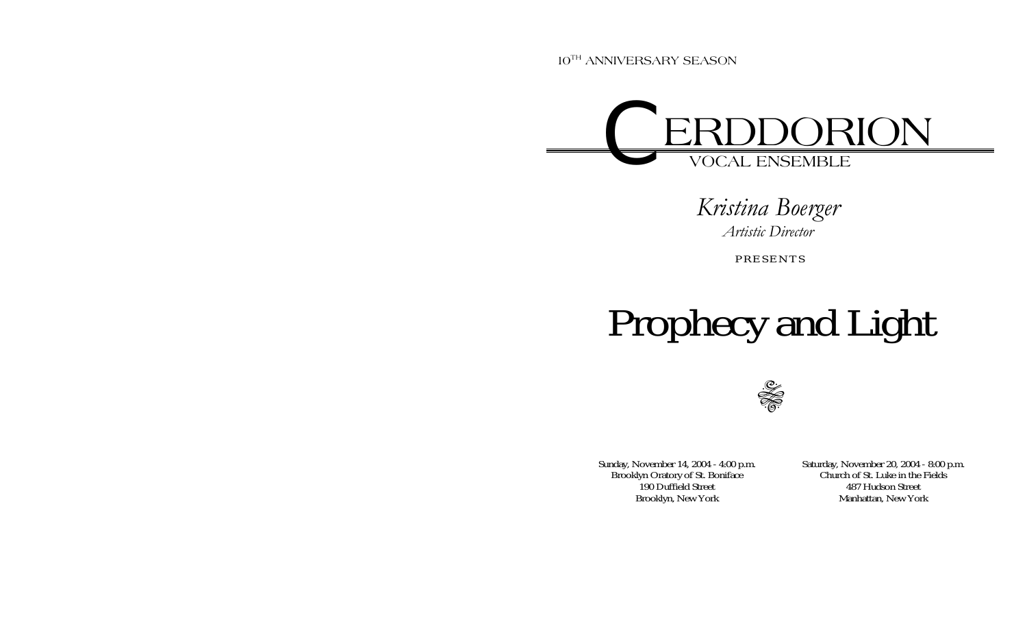10TH ANNIVERSARY SEASON

# CERDDORION

VOCAL ENSEMBLE

*Kristina Boerger*
*Artistic Director*

PRESENTS

# Prophecy and Light

Sunday, November 14, 2004 - 4:00 p.m.
Brooklyn Oratory of St. Boniface
190 Duffield Street
Brooklyn, New York

Saturday, November 20, 2004 - 8:00 p.m.
Church of St. Luke in the Fields
487 Hudson Street
Manhattan, New York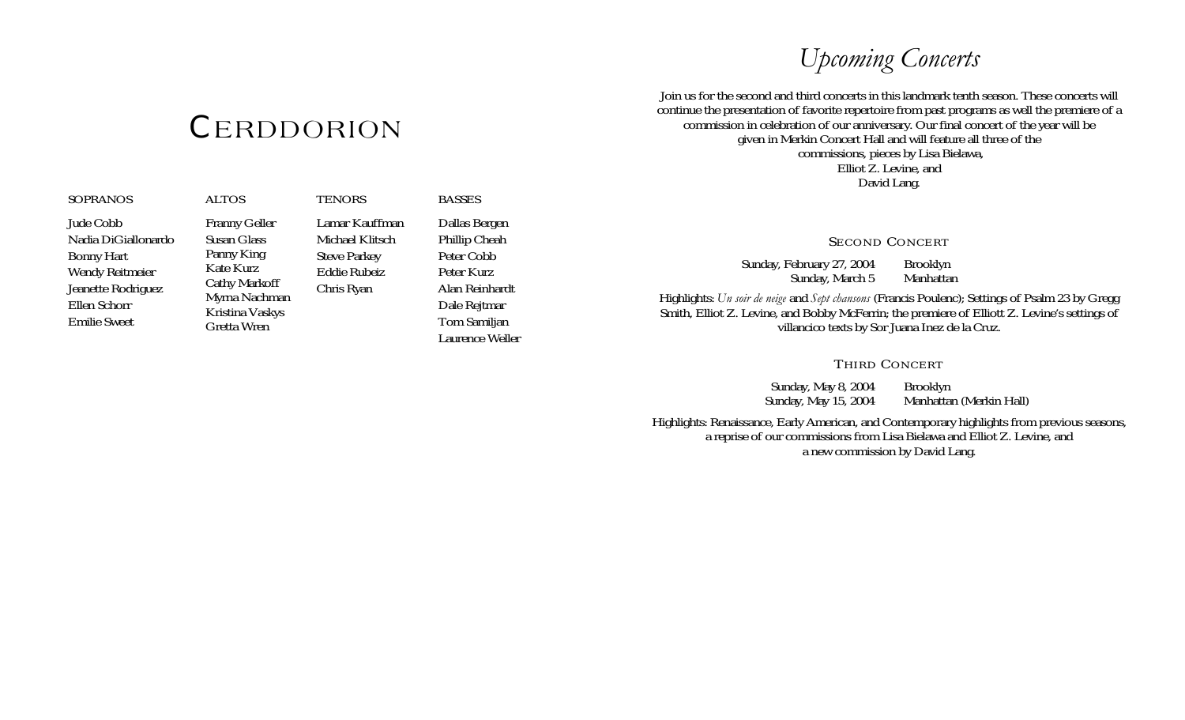# Cerddorion

| SOPRANOS | ALTOS | TENORS | BASSES |
| --- | --- | --- | --- |
| Jude Cobb | Franny Geller | Lamar Kauffman | Dallas Bergen |
| Nadia DiGiallonardo | Susan Glass | Michael Klitsch | Phillip Cheah |
| Bonny Hart | Panny King | Steve Parkey | Peter Cobb |
| Wendy Reitmeier | Kate Kurz | Eddie Rubeiz | Peter Kurz |
| Jeanette Rodriguez | Cathy Markoff | Chris Ryan | Alan Reinhardt |
| Ellen Schorr | Myrna Nachman | | Dale Rejtmar |
| Emilie Sweet | Kristina Vaskys | | Tom Samiljan |
| | Gretta Wren | | Laurence Weller |

## *Upcoming Concerts*

Join us for the second and third concerts in this landmark tenth season. These concerts will continue the presentation of favorite repertoire from past programs as well the premiere of a commission in celebration of our anniversary. Our final concert of the year will be given in Merkin Concert Hall and will feature all three of the commissions, pieces by Lisa Bielawa, Elliot Z. Levine, and David Lang.

### Second Concert

Sunday, February 27, 2004 — Brooklyn
Sunday, March 5 — Manhattan

Highlights: *Un soir de neige* and *Sept chansons* (Francis Poulenc); Settings of Psalm 23 by Gregg Smith, Elliot Z. Levine, and Bobby McFerrin; the premiere of Elliott Z. Levine's settings of villancico texts by Sor Juana Inez de la Cruz.

### Third Concert

Sunday, May 8, 2004 — Brooklyn
Sunday, May 15, 2004 — Manhattan (Merkin Hall)

Highlights: Renaissance, Early American, and Contemporary highlights from previous seasons, a reprise of our commissions from Lisa Bielawa and Elliot Z. Levine, and a new commission by David Lang.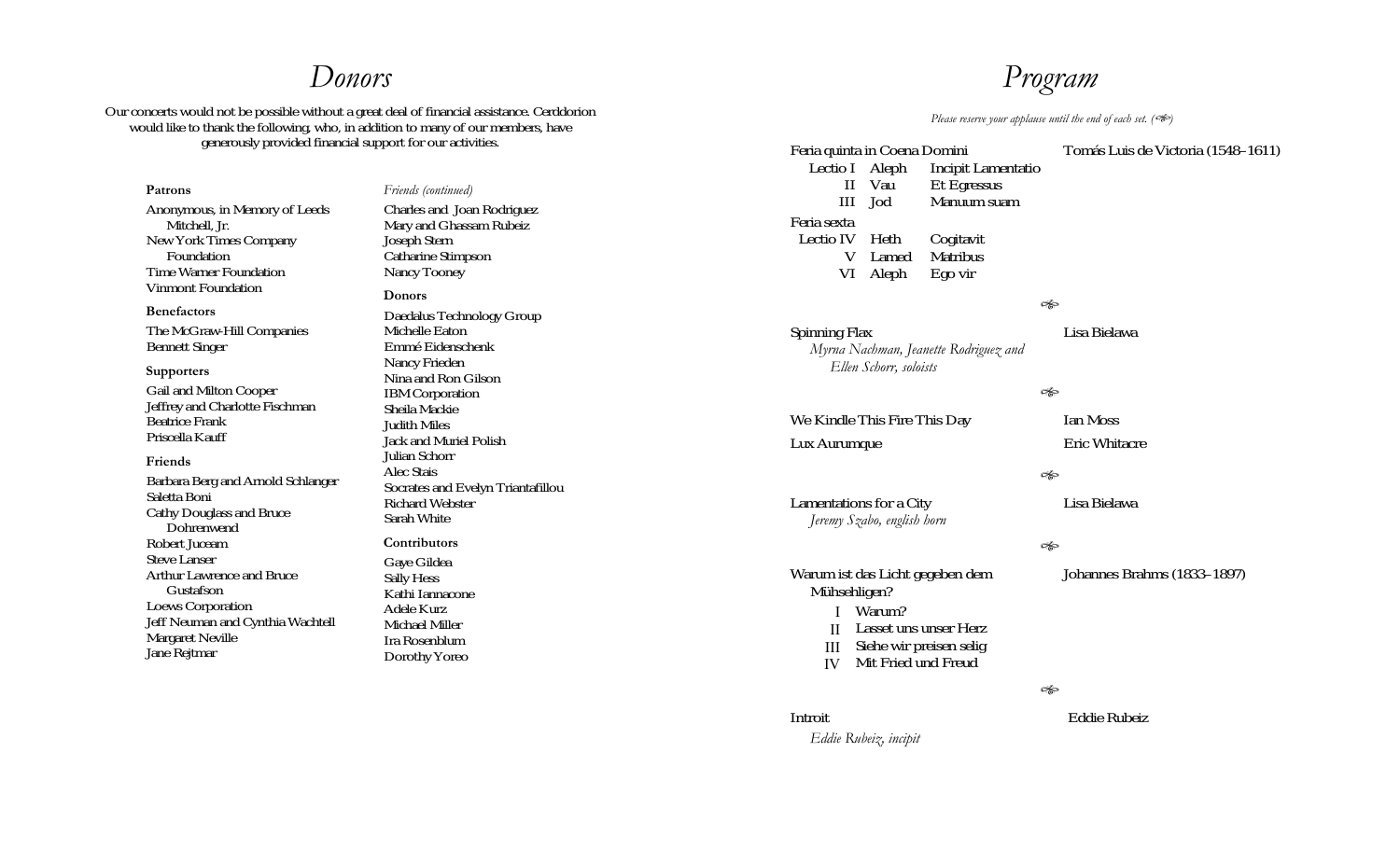# Donors

Our concerts would not be possible without a great deal of financial assistance. Cerddorion would like to thank the following, who, in addition to many of our members, have generously provided financial support for our activities.

**Patrons**

Anonymous, in Memory of Leeds Mitchell, Jr.
New York Times Company Foundation
Time Warner Foundation
Vinmont Foundation

**Benefactors**

The McGraw-Hill Companies
Bennett Singer

**Supporters**

Gail and Milton Cooper
Jeffrey and Charlotte Fischman
Beatrice Frank
Priscella Kauff

**Friends**

Barbara Berg and Arnold Schlanger
Saletta Boni
Cathy Douglass and Bruce Dohrenwend
Robert Juceam
Steve Lanser
Arthur Lawrence and Bruce Gustafson
Loews Corporation
Jeff Neuman and Cynthia Wachtell
Margaret Neville
Jane Rejtmar

*Friends (continued)*

Charles and Joan Rodriguez
Mary and Ghassam Rubeiz
Joseph Stern
Catharine Stimpson
Nancy Tooney

**Donors**

Daedalus Technology Group
Michelle Eaton
Emmé Eidenschenk
Nancy Frieden
Nina and Ron Gilson
IBM Corporation
Sheila Mackie
Judith Miles
Jack and Muriel Polish
Julian Schorr
Alec Stais
Socrates and Evelyn Triantafillou
Richard Webster
Sarah White

**Contributors**

Gaye Gildea
Sally Hess
Kathi Iannacone
Adele Kurz
Michael Miller
Ira Rosenblum
Dorothy Yoreo

# Program

*Please reserve your applause until the end of each set. (✑)*

Feria quinta in Coena Domini — Tomás Luis de Victoria (1548–1611)

- Lectio I — Aleph — Incipit Lamentatio
- II — Vau — Et Egressus
- III — Jod — Manuum suam

Feria sexta

- Lectio IV — Heth — Cogitavit
- V — Lamed — Matribus
- VI — Aleph — Ego vir

✑

Spinning Flax — Lisa Bielawa
*Myrna Nachman, Jeanette Rodriguez and Ellen Schorr, soloists*

✑

We Kindle This Fire This Day — Ian Moss

Lux Aurumque — Eric Whitacre

✑

Lamentations for a City — Lisa Bielawa
*Jeremy Szabo, english horn*

✑

Warum ist das Licht gegeben dem Mühsehligen? — Johannes Brahms (1833–1897)

- I — Warum?
- II — Lasset uns unser Herz
- III — Siehe wir preisen selig
- IV — Mit Fried und Freud

✑

Introit — Eddie Rubeiz
*Eddie Rubeiz, incipit*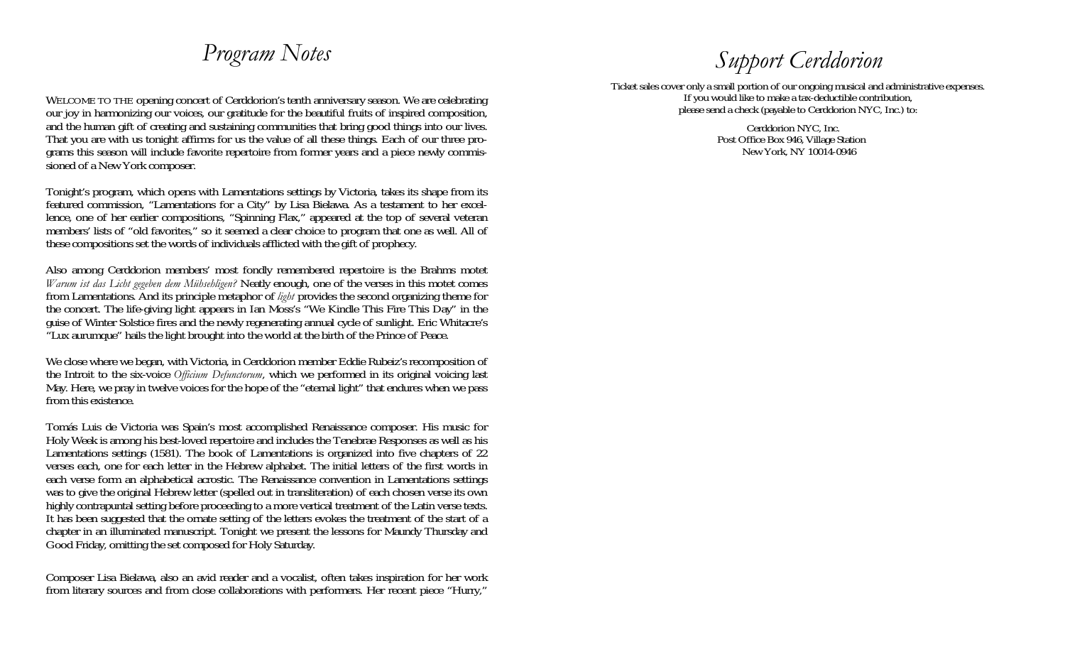# *Program Notes*

WELCOME TO THE opening concert of Cerddorion's tenth anniversary season. We are celebrating our joy in harmonizing our voices, our gratitude for the beautiful fruits of inspired composition, and the human gift of creating and sustaining communities that bring good things into our lives. That you are with us tonight affirms for us the value of all these things. Each of our three programs this season will include favorite repertoire from former years and a piece newly commissioned of a New York composer.

Tonight's program, which opens with Lamentations settings by Victoria, takes its shape from its featured commission, "Lamentations for a City" by Lisa Bielawa. As a testament to her excellence, one of her earlier compositions, "Spinning Flax," appeared at the top of several veteran members' lists of "old favorites," so it seemed a clear choice to program that one as well. All of these compositions set the words of individuals afflicted with the gift of prophecy.

Also among Cerddorion members' most fondly remembered repertoire is the Brahms motet *Warum ist das Licht gegeben dem Mühseligen?* Neatly enough, one of the verses in this motet comes from Lamentations. And its principle metaphor of *light* provides the second organizing theme for the concert. The life-giving light appears in Ian Moss's "We Kindle This Fire This Day" in the guise of Winter Solstice fires and the newly regenerating annual cycle of sunlight. Eric Whitacre's "Lux aurumque" hails the light brought into the world at the birth of the Prince of Peace.

We close where we began, with Victoria, in Cerddorion member Eddie Rubeiz's recomposition of the Introit to the six-voice *Officium Defunctorum*, which we performed in its original voicing last May. Here, we pray in twelve voices for the hope of the "eternal light" that endures when we pass from this existence.

Tomás Luis de Victoria was Spain's most accomplished Renaissance composer. His music for Holy Week is among his best-loved repertoire and includes the Tenebrae Responses as well as his Lamentations settings (1581). The book of Lamentations is organized into five chapters of 22 verses each, one for each letter in the Hebrew alphabet. The initial letters of the first words in each verse form an alphabetical acrostic. The Renaissance convention in Lamentations settings was to give the original Hebrew letter (spelled out in transliteration) of each chosen verse its own highly contrapuntal setting before proceeding to a more vertical treatment of the Latin verse texts. It has been suggested that the ornate setting of the letters evokes the treatment of the start of a chapter in an illuminated manuscript. Tonight we present the lessons for Maundy Thursday and Good Friday, omitting the set composed for Holy Saturday.

Composer Lisa Bielawa, also an avid reader and a vocalist, often takes inspiration for her work from literary sources and from close collaborations with performers. Her recent piece "Hurry,"

# *Support Cerddorion*

Ticket sales cover only a small portion of our ongoing musical and administrative expenses.
If you would like to make a tax-deductible contribution,
please send a check (payable to Cerddorion NYC, Inc.) to:

Cerddorion NYC, Inc.
Post Office Box 946, Village Station
New York, NY 10014-0946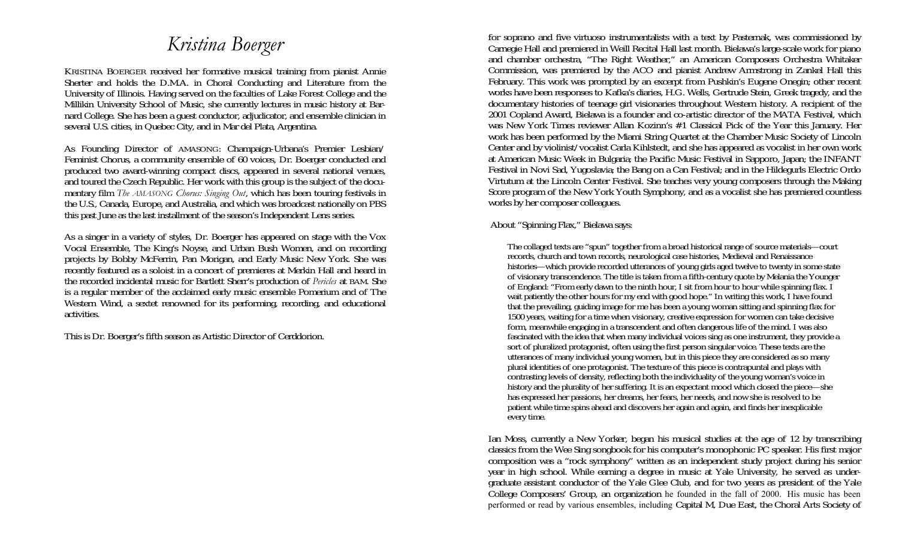# Kristina Boerger

KRISTINA BOERGER received her formative musical training from pianist Annie Sherter and holds the D.M.A. in Choral Conducting and Literature from the University of Illinois. Having served on the faculties of Lake Forest College and the Millikin University School of Music, she currently lectures in music history at Barnard College. She has been a guest conductor, adjudicator, and ensemble clinician in several U.S. cities, in Quebec City, and in Mar del Plata, Argentina.

As Founding Director of AMASONG: Champaign-Urbana's Premier Lesbian/Feminist Chorus, a community ensemble of 60 voices, Dr. Boerger conducted and produced two award-winning compact discs, appeared in several national venues, and toured the Czech Republic. Her work with this group is the subject of the documentary film *The AMASONG Chorus: Singing Out*, which has been touring festivals in the U.S., Canada, Europe, and Australia, and which was broadcast nationally on PBS this past June as the last installment of the season's Independent Lens series.

As a singer in a variety of styles, Dr. Boerger has appeared on stage with the Vox Vocal Ensemble, The King's Noyse, and Urban Bush Women, and on recording projects by Bobby McFerrin, Pan Morigan, and Early Music New York. She was recently featured as a soloist in a concert of premieres at Merkin Hall and heard in the recorded incidental music for Bartlett Sherr's production of *Pericles* at BAM. She is a regular member of the acclaimed early music ensemble Pomerium and of The Western Wind, a sextet renowned for its performing, recording, and educational activities.

This is Dr. Boerger's fifth season as Artistic Director of Cerddorion.

for soprano and five virtuoso instrumentalists with a text by Pasternak, was commissioned by Carnegie Hall and premiered in Weill Recital Hall last month. Bielawa's large-scale work for piano and chamber orchestra, "The Right Weather," an American Composers Orchestra Whitaker Commission, was premiered by the ACO and pianist Andrew Armstrong in Zankel Hall this February. This work was prompted by an excerpt from Pushkin's Eugene Onegin; other recent works have been responses to Kafka's diaries, H.G. Wells, Gertrude Stein, Greek tragedy, and the documentary histories of teenage girl visionaries throughout Western history. A recipient of the 2001 Copland Award, Bielawa is a founder and co-artistic director of the MATA Festival, which was New York Times reviewer Allan Kozinn's #1 Classical Pick of the Year this January. Her work has been performed by the Miami String Quartet at the Chamber Music Society of Lincoln Center and by violinist/vocalist Carla Kihlstedt, and she has appeared as vocalist in her own work at American Music Week in Bulgaria; the Pacific Music Festival in Sapporo, Japan; the INFANT Festival in Novi Sad, Yugoslavia; the Bang on a Can Festival; and in the Hildegurls Electric Ordo Virtutum at the Lincoln Center Festival. She teaches very young composers through the Making Score program of the New York Youth Symphony, and as a vocalist she has premiered countless works by her composer colleagues.

About "Spinning Flax," Bielawa says:

> The collaged texts are "spun" together from a broad historical range of source materials—court records, church and town records, neurological case histories, Medieval and Renaissance histories—which provide recorded utterances of young girls aged twelve to twenty in some state of visionary transcendence. The title is taken from a fifth-century quote by Melania the Younger of England: "From early dawn to the ninth hour, I sit from hour to hour while spinning flax. I wait patiently the other hours for my end with good hope." In writing this work, I have found that the prevailing, guiding image for me has been a young woman sitting and spinning flax for 1500 years, waiting for a time when visionary, creative expression for women can take decisive form, meanwhile engaging in a transcendent and often dangerous life of the mind. I was also fascinated with the idea that when many individual voices sing as one instrument, they provide a sort of pluralized protagonist, often using the first person singular voice. These texts are the utterances of many individual young women, but in this piece they are considered as so many plural identities of one protagonist. The texture of this piece is contrapuntal and plays with contrasting levels of density, reflecting both the individuality of the young woman's voice in history and the plurality of her suffering. It is an expectant mood which closed the piece—she has expressed her passions, her dreams, her fears, her needs, and now she is resolved to be patient while time spins ahead and discovers her again and again, and finds her inexplicable every time.

Ian Moss, currently a New Yorker, began his musical studies at the age of 12 by transcribing classics from the Wee Sing songbook for his computer's monophonic PC speaker. His first major composition was a "rock symphony" written as an independent study project during his senior year in high school. While earning a degree in music at Yale University, he served as undergraduate assistant conductor of the Yale Glee Club, and for two years as president of the Yale College Composers' Group, an organization he founded in the fall of 2000. His music has been performed or read by various ensembles, including Capital M, Due East, the Choral Arts Society of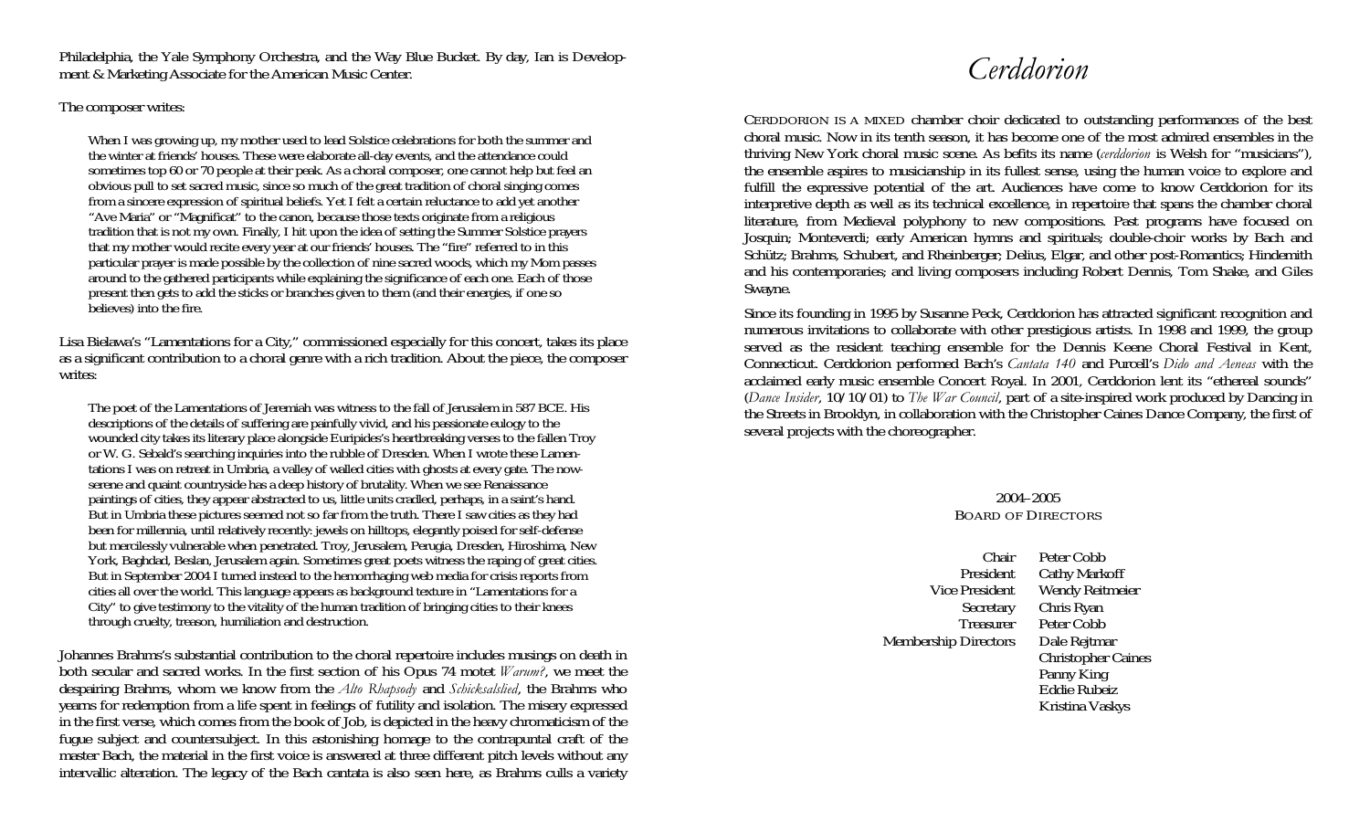Philadelphia, the Yale Symphony Orchestra, and the Way Blue Bucket. By day, Ian is Development & Marketing Associate for the American Music Center.

The composer writes:

> When I was growing up, my mother used to lead Solstice celebrations for both the summer and the winter at friends' houses. These were elaborate all-day events, and the attendance could sometimes top 60 or 70 people at their peak. As a choral composer, one cannot help but feel an obvious pull to set sacred music, since so much of the great tradition of choral singing comes from a sincere expression of spiritual beliefs. Yet I felt a certain reluctance to add yet another "Ave Maria" or "Magnificat" to the canon, because those texts originate from a religious tradition that is not my own. Finally, I hit upon the idea of setting the Summer Solstice prayers that my mother would recite every year at our friends' houses. The "fire" referred to in this particular prayer is made possible by the collection of nine sacred woods, which my Mom passes around to the gathered participants while explaining the significance of each one. Each of those present then gets to add the sticks or branches given to them (and their energies, if one so believes) into the fire.

Lisa Bielawa's "Lamentations for a City," commissioned especially for this concert, takes its place as a significant contribution to a choral genre with a rich tradition. About the piece, the composer writes:

> The poet of the Lamentations of Jeremiah was witness to the fall of Jerusalem in 587 BCE. His descriptions of the details of suffering are painfully vivid, and his passionate eulogy to the wounded city takes its literary place alongside Euripides's heartbreaking verses to the fallen Troy or W. G. Sebald's searching inquiries into the rubble of Dresden. When I wrote these Lamentations I was on retreat in Umbria, a valley of walled cities with ghosts at every gate. The now-serene and quaint countryside has a deep history of brutality. When we see Renaissance paintings of cities, they appear abstracted to us, little units cradled, perhaps, in a saint's hand. But in Umbria these pictures seemed not so far from the truth. There I saw cities as they had been for millennia, until relatively recently: jewels on hilltops, elegantly poised for self-defense but mercilessly vulnerable when penetrated. Troy, Jerusalem, Perugia, Dresden, Hiroshima, New York, Baghdad, Beslan, Jerusalem again. Sometimes great poets witness the raping of great cities. But in September 2004 I turned instead to the hemorrhaging web media for crisis reports from cities all over the world. This language appears as background texture in "Lamentations for a City" to give testimony to the vitality of the human tradition of bringing cities to their knees through cruelty, treason, humiliation and destruction.

Johannes Brahms's substantial contribution to the choral repertoire includes musings on death in both secular and sacred works. In the first section of his Opus 74 motet *Warum?*, we meet the despairing Brahms, whom we know from the *Alto Rhapsody* and *Schicksalslied*, the Brahms who yearns for redemption from a life spent in feelings of futility and isolation. The misery expressed in the first verse, which comes from the book of Job, is depicted in the heavy chromaticism of the fugue subject and countersubject. In this astonishing homage to the contrapuntal craft of the master Bach, the material in the first voice is answered at three different pitch levels without any intervallic alteration. The legacy of the Bach cantata is also seen here, as Brahms culls a variety

# *Cerddorion*

Cerddorion is a mixed chamber choir dedicated to outstanding performances of the best choral music. Now in its tenth season, it has become one of the most admired ensembles in the thriving New York choral music scene. As befits its name (*cerddorion* is Welsh for "musicians"), the ensemble aspires to musicianship in its fullest sense, using the human voice to explore and fulfill the expressive potential of the art. Audiences have come to know Cerddorion for its interpretive depth as well as its technical excellence, in repertoire that spans the chamber choral literature, from Medieval polyphony to new compositions. Past programs have focused on Josquin; Monteverdi; early American hymns and spirituals; double-choir works by Bach and Schütz; Brahms, Schubert, and Rheinberger; Delius, Elgar, and other post-Romantics; Hindemith and his contemporaries; and living composers including Robert Dennis, Tom Shake, and Giles Swayne.

Since its founding in 1995 by Susanne Peck, Cerddorion has attracted significant recognition and numerous invitations to collaborate with other prestigious artists. In 1998 and 1999, the group served as the resident teaching ensemble for the Dennis Keene Choral Festival in Kent, Connecticut. Cerddorion performed Bach's *Cantata 140* and Purcell's *Dido and Aeneas* with the acclaimed early music ensemble Concert Royal. In 2001, Cerddorion lent its "ethereal sounds" (*Dance Insider*, 10/10/01) to *The War Council*, part of a site-inspired work produced by Dancing in the Streets in Brooklyn, in collaboration with the Christopher Caines Dance Company, the first of several projects with the choreographer.

2004–2005
Board of Directors

| | |
|---|---|
| Chair | Peter Cobb |
| President | Cathy Markoff |
| Vice President | Wendy Reitmeier |
| Secretary | Chris Ryan |
| Treasurer | Peter Cobb |
| Membership Directors | Dale Rejtmar |
| | Christopher Caines |
| | Panny King |
| | Eddie Rubeiz |
| | Kristina Vaskys |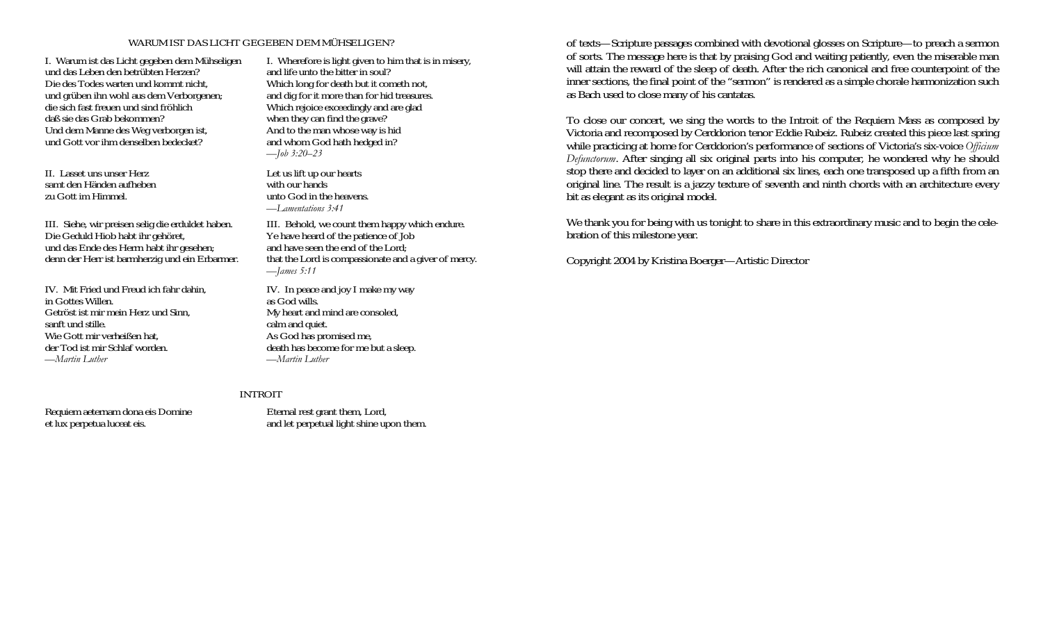## WARUM IST DAS LICHT GEGEBEN DEM MÜHSELIGEN?

| | |
|---|---|
| I. Warum ist das Licht gegeben dem Mühseligen<br>und das Leben den betrübten Herzen?<br>Die des Todes warten und kommt nicht,<br>und grüben ihn wohl aus dem Verborgenen;<br>die sich fast freuen und sind fröhlich<br>daß sie das Grab bekommen?<br>Und dem Manne des Weg verborgen ist,<br>und Gott vor ihm denselben bedecket? | I. Wherefore is light given to him that is in misery,<br>and life unto the bitter in soul?<br>Which long for death but it cometh not,<br>and dig for it more than for hid treasures.<br>Which rejoice exceedingly and are glad<br>when they can find the grave?<br>And to the man whose way is hid<br>and whom God hath hedged in?<br>*—Job 3:20–23* |
| II. Lasset uns unser Herz<br>samt den Händen aufheben<br>zu Gott im Himmel. | Let us lift up our hearts<br>with our hands<br>unto God in the heavens.<br>*—Lamentations 3:41* |
| III. Siehe, wir preisen selig die erduldet haben.<br>Die Geduld Hiob habt ihr gehöret,<br>und das Ende des Herrn habt ihr gesehen;<br>denn der Herr ist barmherzig und ein Erbarmer. | III. Behold, we count them happy which endure.<br>Ye have heard of the patience of Job<br>and have seen the end of the Lord;<br>that the Lord is compassionate and a giver of mercy.<br>*—James 5:11* |
| IV. Mit Fried und Freud ich fahr dahin,<br>in Gottes Willen.<br>Getröst ist mir mein Herz und Sinn,<br>sanft und stille.<br>Wie Gott mir verheißen hat,<br>der Tod ist mir Schlaf worden.<br>*—Martin Luther* | IV. In peace and joy I make my way<br>as God wills.<br>My heart and mind are consoled,<br>calm and quiet.<br>As God has promised me,<br>death has become for me but a sleep.<br>*—Martin Luther* |

## INTROIT

| | |
|---|---|
| Requiem aeternam dona eis Domine<br>et lux perpetua luceat eis. | Eternal rest grant them, Lord,<br>and let perpetual light shine upon them. |

of texts—Scripture passages combined with devotional glosses on Scripture—to preach a sermon of sorts. The message here is that by praising God and waiting patiently, even the miserable man will attain the reward of the sleep of death. After the rich canonical and free counterpoint of the inner sections, the final point of the "sermon" is rendered as a simple chorale harmonization such as Bach used to close many of his cantatas.

To close our concert, we sing the words to the Introit of the Requiem Mass as composed by Victoria and recomposed by Cerddorion tenor Eddie Rubeiz. Rubeiz created this piece last spring while practicing at home for Cerddorion's performance of sections of Victoria's six-voice *Officium Defunctorum*. After singing all six original parts into his computer, he wondered why he should stop there and decided to layer on an additional six lines, each one transposed up a fifth from an original line. The result is a jazzy texture of seventh and ninth chords with an architecture every bit as elegant as its original model.

We thank you for being with us tonight to share in this extraordinary music and to begin the celebration of this milestone year.

Copyright 2004 by Kristina Boerger—Artistic Director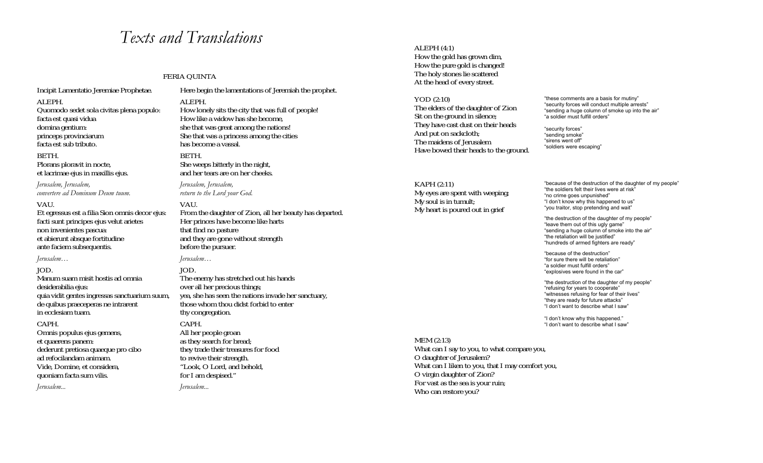# Texts and Translations

FERIA QUINTA

| | |
|---|---|
| Incipit Lamentatio Jeremiae Prophetae. | Here begin the lamentations of Jeremiah the prophet. |
| ALEPH.<br>Quomodo sedet sola civitas plena populo:<br>facta est quasi vidua<br>domina gentium:<br>princeps provinciarum<br>facta est sub tributo. | ALEPH.<br>How lonely sits the city that was full of people!<br>How like a widow has she become,<br>she that was great among the nations!<br>She that was a princess among the cities<br>has become a vassal. |
| BETH.<br>Plorans ploravit in nocte,<br>et lacrimae ejus in maxillis ejus. | BETH.<br>She weeps bitterly in the night,<br>and her tears are on her cheeks. |
| *Jerusalem, Jerusalem,*<br>*convertere ad Dominum Deum tuum.* | *Jerusalem, Jerusalem,*<br>*return to the Lord your God.* |
| VAU.<br>Et egressus est a filia Sion omnis decor ejus:<br>facti sunt principes ejus velut arietes<br>non invenientes pascua:<br>et abierunt absque fortitudine<br>ante faciem subsequentis. | VAU.<br>From the daughter of Zion, all her beauty has departed.<br>Her princes have become like harts<br>that find no pasture<br>and they are gone without strength<br>before the pursuer. |
| *Jerusalem…* | *Jerusalem…* |
| JOD.<br>Manum suam misit hostis ad omnia<br>desiderabilia ejus:<br>quia vidit gentes ingressas sanctuarium suum,<br>de quibus praeceperas ne intrarent<br>in ecclesiam tuam. | JOD.<br>The enemy has stretched out his hands<br>over all her precious things;<br>yea, she has seen the nations invade her sanctuary,<br>those whom thou didst forbid to enter<br>thy congregation. |
| CAPH.<br>Omnis populus ejus gemens,<br>et quaerens panem:<br>dederunt pretiosa quaeque pro cibo<br>ad refocilandam animam.<br>Vide, Domine, et considera,<br>quoniam facta sum vilis. | CAPH.<br>All her people groan<br>as they search for bread;<br>they trade their treasures for food<br>to revive their strength.<br>"Look, O Lord, and behold,<br>for I am despised." |
| *Jerusalem...* | *Jerusalem...* |

ALEPH (4:1)
How the gold has grown dim,
How the pure gold is changed!
The holy stones lie scattered
At the head of every street.

| | |
|---|---|
| YOD (2:10)<br>The elders of the daughter of Zion<br>Sit on the ground in silence;<br>They have cast dust on their heads<br>And put on sackcloth;<br>The maidens of Jerusalem<br>Have bowed their heads to the ground. | "these comments are a basis for mutiny"<br>"security forces will conduct multiple arrests"<br>"sending a huge column of smoke up into the air"<br>"a soldier must fulfill orders"<br><br>"security forces"<br>"sending smoke"<br>"sirens went off"<br>"soldiers were escaping" |
| KAPH (2:11)<br>My eyes are spent with weeping;<br>My soul is in tumult;<br>My heart is poured out in grief | "because of the destruction of the daughter of my people"<br>"the soldiers felt their lives were at risk"<br>"no crime goes unpunished"<br>"I don't know why this happened to us"<br>"you traitor, stop pretending and wait"<br><br>"the destruction of the daughter of my people"<br>"leave them out of this ugly game"<br>"sending a huge column of smoke into the air"<br>"the retaliation will be justified"<br>"hundreds of armed fighters are ready"<br><br>"because of the destruction"<br>"for sure there will be retaliation"<br>"a soldier must fulfill orders"<br>"explosives were found in the car"<br><br>"the destruction of the daughter of my people"<br>"refusing for years to cooperate"<br>"witnesses refusing for fear of their lives"<br>"they are ready for future attacks"<br>"I don't want to describe what I saw"<br><br>"I don't know why this happened."<br>"I don't want to describe what I saw" |

MEM (2:13)
What can I say to you, to what compare you,
O daughter of Jerusalem?
What can I liken to you, that I may comfort you,
O virgin daughter of Zion?
For vast as the sea is your ruin;
Who can restore you?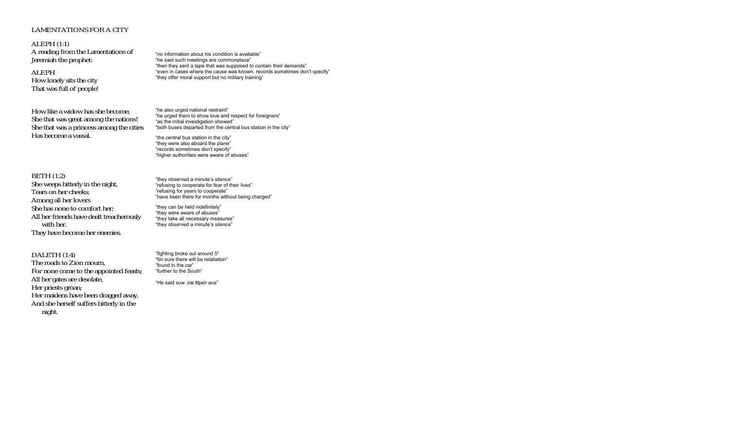LAMENTATIONS FOR A CITY

ALEPH (1:1)
A reading from the Lamentations of
Jeremiah the prophet:

ALEPH
How lonely sits the city
That was full of people!

"no information about his condition is available"
"he said such meetings are commonplace"
"then they sent a tape that was supposed to contain their demands"
"even in cases where the cause was known, records sometimes don't specify"
"they offer moral support but no military training"

How like a widow has she become,
She that was great among the nations!
She that was a princess among the cities
Has become a vassal.

"he also urged national restraint"
"he urged them to show love and respect for foreigners"
"as the initial investigation showed"
"both buses departed from the central bus station in the city"

"the central bus station in the city"
"they were also aboard the plane"
"records sometimes don't specify"
"higher authorities were aware of abuses"

BETH (1:2)
She weeps bitterly in the night,
Tears on her cheeks;
Among all her lovers
She has none to comfort her;
All her friends have dealt treacherously
with her.
They have become her enemies.

"they observed a minute's silence"
"refusing to cooperate for fear of their lives"
"refusing for years to cooperate"
"have been there for months without being charged"

"they can be held indefinitely"
"they were aware of abuses"
"they take all necessary measures"
"they observed a minute's silence"

DALETH (1:4)
The roads to Zion mourn,
For none come to the appointed feasts;
All her gates are desolate,
Her priests groan;
Her maidens have been dragged away,
And she herself suffers bitterly in the
night.

"fighting broke out around 5"
"for sure there will be retaliation"
"found in the car"
"further to the South"

"He said suw .cw ttpeir ace"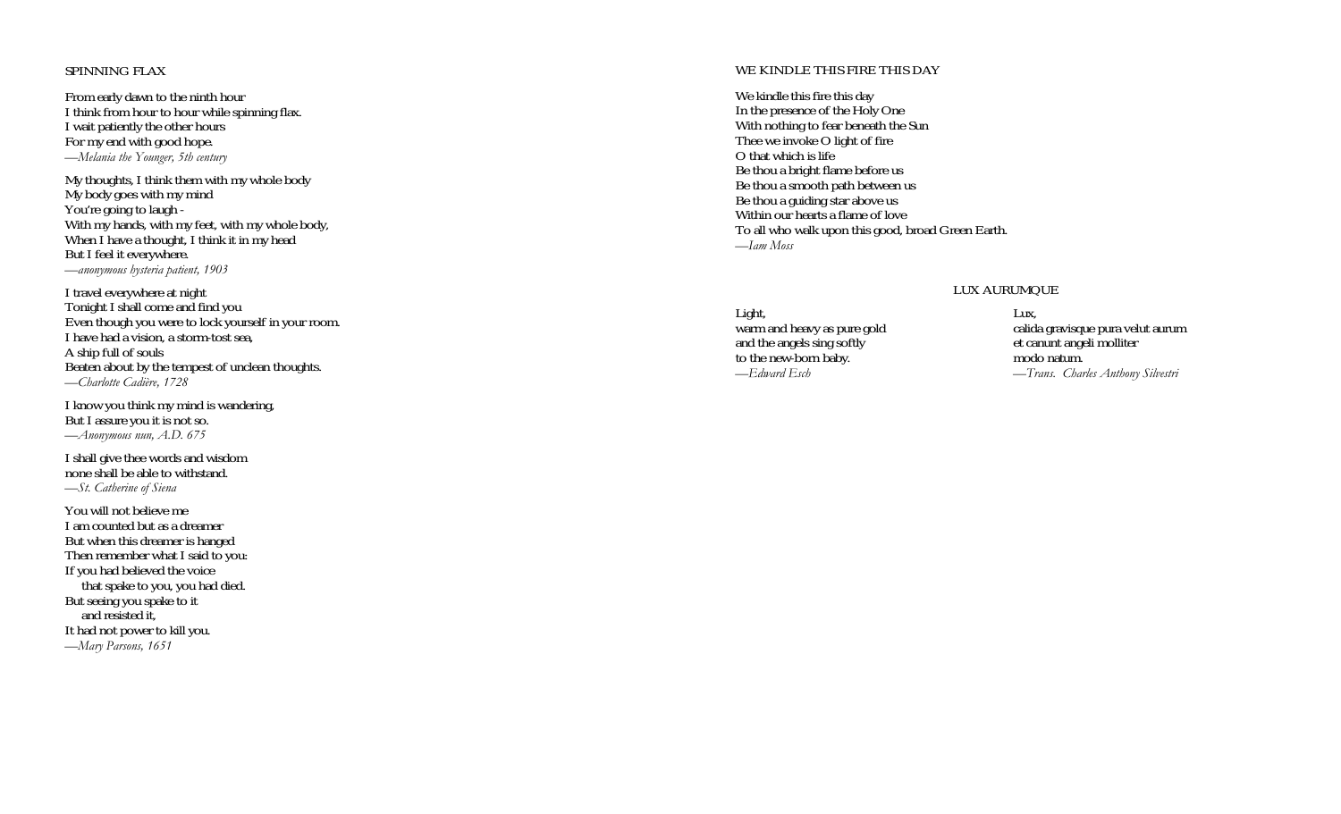## SPINNING FLAX

From early dawn to the ninth hour
I think from hour to hour while spinning flax.
I wait patiently the other hours
For my end with good hope.
—*Melania the Younger, 5th century*

My thoughts, I think them with my whole body
My body goes with my mind
You're going to laugh -
With my hands, with my feet, with my whole body,
When I have a thought, I think it in my head
But I feel it everywhere.
—*anonymous hysteria patient, 1903*

I travel everywhere at night
Tonight I shall come and find you
Even though you were to lock yourself in your room.
I have had a vision, a storm-tost sea,
A ship full of souls
Beaten about by the tempest of unclean thoughts.
—*Charlotte Cadière, 1728*

I know you think my mind is wandering,
But I assure you it is not so.
—*Anonymous nun, A.D. 675*

I shall give thee words and wisdom
none shall be able to withstand.
—*St. Catherine of Siena*

You will not believe me
I am counted but as a dreamer
But when this dreamer is hanged
Then remember what I said to you:
If you had believed the voice
  that spake to you, you had died.
But seeing you spake to it
  and resisted it,
It had not power to kill you.
—*Mary Parsons, 1651*

## WE KINDLE THIS FIRE THIS DAY

We kindle this fire this day
In the presence of the Holy One
With nothing to fear beneath the Sun
Thee we invoke O light of fire
O that which is life
Be thou a bright flame before us
Be thou a smooth path between us
Be thou a guiding star above us
Within our hearts a flame of love
To all who walk upon this good, broad Green Earth.
—*Iam Moss*

## LUX AURUMQUE

Light,
warm and heavy as pure gold
and the angels sing softly
to the new-born baby.
—*Edward Esch*

Lux,
calida gravisque pura velut aurum
et canunt angeli molliter
modo natum.
—*Trans. Charles Anthony Silvestri*